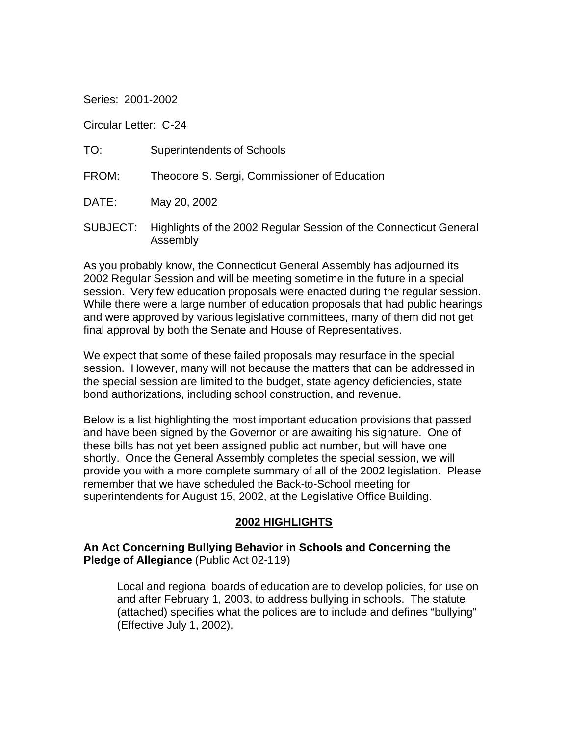Series: 2001-2002

Circular Letter: C-24

TO: Superintendents of Schools

FROM: Theodore S. Sergi, Commissioner of Education

DATE: May 20, 2002

SUBJECT: Highlights of the 2002 Regular Session of the Connecticut General Assembly

As you probably know, the Connecticut General Assembly has adjourned its 2002 Regular Session and will be meeting sometime in the future in a special session. Very few education proposals were enacted during the regular session. While there were a large number of education proposals that had public hearings and were approved by various legislative committees, many of them did not get final approval by both the Senate and House of Representatives.

We expect that some of these failed proposals may resurface in the special session. However, many will not because the matters that can be addressed in the special session are limited to the budget, state agency deficiencies, state bond authorizations, including school construction, and revenue.

Below is a list highlighting the most important education provisions that passed and have been signed by the Governor or are awaiting his signature. One of these bills has not yet been assigned public act number, but will have one shortly. Once the General Assembly completes the special session, we will provide you with a more complete summary of all of the 2002 legislation. Please remember that we have scheduled the Back-to-School meeting for superintendents for August 15, 2002, at the Legislative Office Building.

## 2002 HIGHLIGHTS

**An Act Concerning Bullying Behavior in Schools and Concerning the Pledge of Allegiance** (Public Act 02-119)

Local and regional boards of education are to develop policies, for use on and after February 1, 2003, to address bullying in schools. The statute (attached) specifies what the polices are to include and defines "bullying" (Effective July 1, 2002).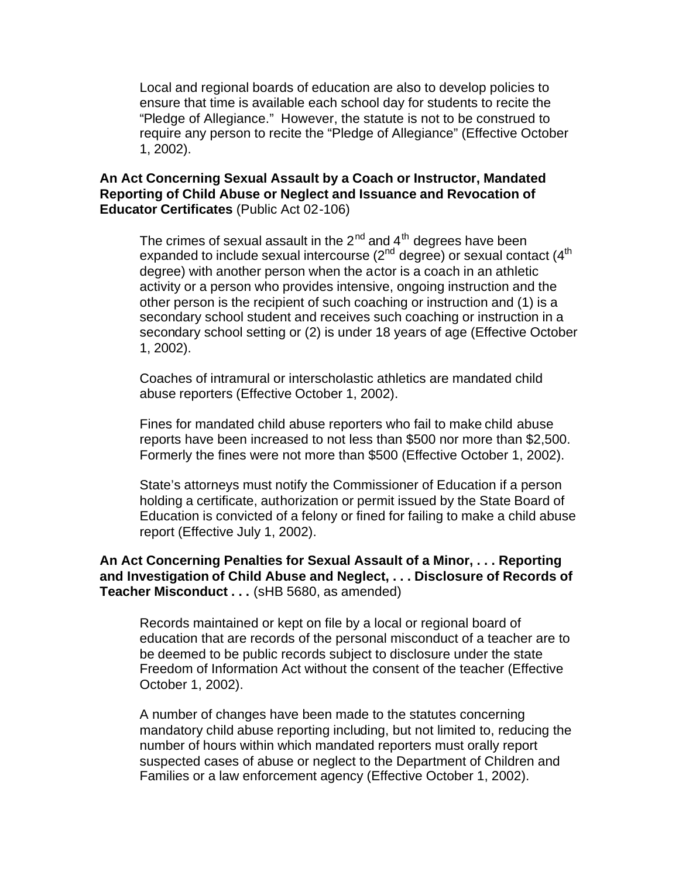Local and regional boards of education are also to develop policies to ensure that time is available each school day for students to recite the "Pledge of Allegiance." However, the statute is not to be construed to require any person to recite the "Pledge of Allegiance" (Effective October 1, 2002).

**An Act Concerning Sexual Assault by a Coach or Instructor, Mandated Reporting of Child Abuse or Neglect and Issuance and Revocation of Educator Certificates** (Public Act 02-106)

The crimes of sexual assault in the 2nd and 4th degrees have been expanded to include sexual intercourse (2nd degree) or sexual contact (4th degree) with another person when the actor is a coach in an athletic activity or a person who provides intensive, ongoing instruction and the other person is the recipient of such coaching or instruction and (1) is a secondary school student and receives such coaching or instruction in a secondary school setting or (2) is under 18 years of age (Effective October 1, 2002).

Coaches of intramural or interscholastic athletics are mandated child abuse reporters (Effective October 1, 2002).

Fines for mandated child abuse reporters who fail to make child abuse reports have been increased to not less than $500 nor more than $2,500. Formerly the fines were not more than $500 (Effective October 1, 2002).

State's attorneys must notify the Commissioner of Education if a person holding a certificate, authorization or permit issued by the State Board of Education is convicted of a felony or fined for failing to make a child abuse report (Effective July 1, 2002).

**An Act Concerning Penalties for Sexual Assault of a Minor, . . . Reporting and Investigation of Child Abuse and Neglect, . . . Disclosure of Records of Teacher Misconduct . . .** (sHB 5680, as amended)

Records maintained or kept on file by a local or regional board of education that are records of the personal misconduct of a teacher are to be deemed to be public records subject to disclosure under the state Freedom of Information Act without the consent of the teacher (Effective October 1, 2002).

A number of changes have been made to the statutes concerning mandatory child abuse reporting including, but not limited to, reducing the number of hours within which mandated reporters must orally report suspected cases of abuse or neglect to the Department of Children and Families or a law enforcement agency (Effective October 1, 2002).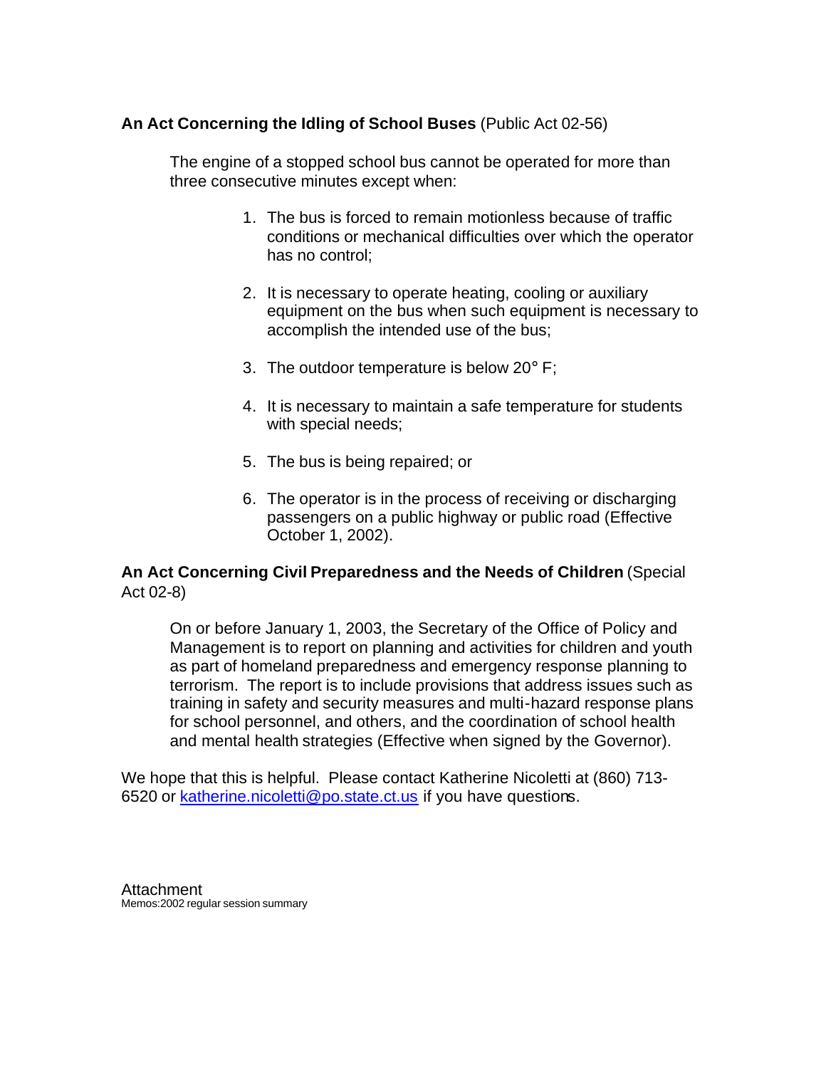**An Act Concerning the Idling of School Buses** (Public Act 02-56)

The engine of a stopped school bus cannot be operated for more than three consecutive minutes except when:

1. The bus is forced to remain motionless because of traffic conditions or mechanical difficulties over which the operator has no control;

2. It is necessary to operate heating, cooling or auxiliary equipment on the bus when such equipment is necessary to accomplish the intended use of the bus;

3. The outdoor temperature is below 20° F;

4. It is necessary to maintain a safe temperature for students with special needs;

5. The bus is being repaired; or

6. The operator is in the process of receiving or discharging passengers on a public highway or public road (Effective October 1, 2002).

**An Act Concerning Civil Preparedness and the Needs of Children** (Special Act 02-8)

On or before January 1, 2003, the Secretary of the Office of Policy and Management is to report on planning and activities for children and youth as part of homeland preparedness and emergency response planning to terrorism. The report is to include provisions that address issues such as training in safety and security measures and multi-hazard response plans for school personnel, and others, and the coordination of school health and mental health strategies (Effective when signed by the Governor).

We hope that this is helpful. Please contact Katherine Nicoletti at (860) 713-6520 or katherine.nicoletti@po.state.ct.us if you have questions.

Attachment
Memos:2002 regular session summary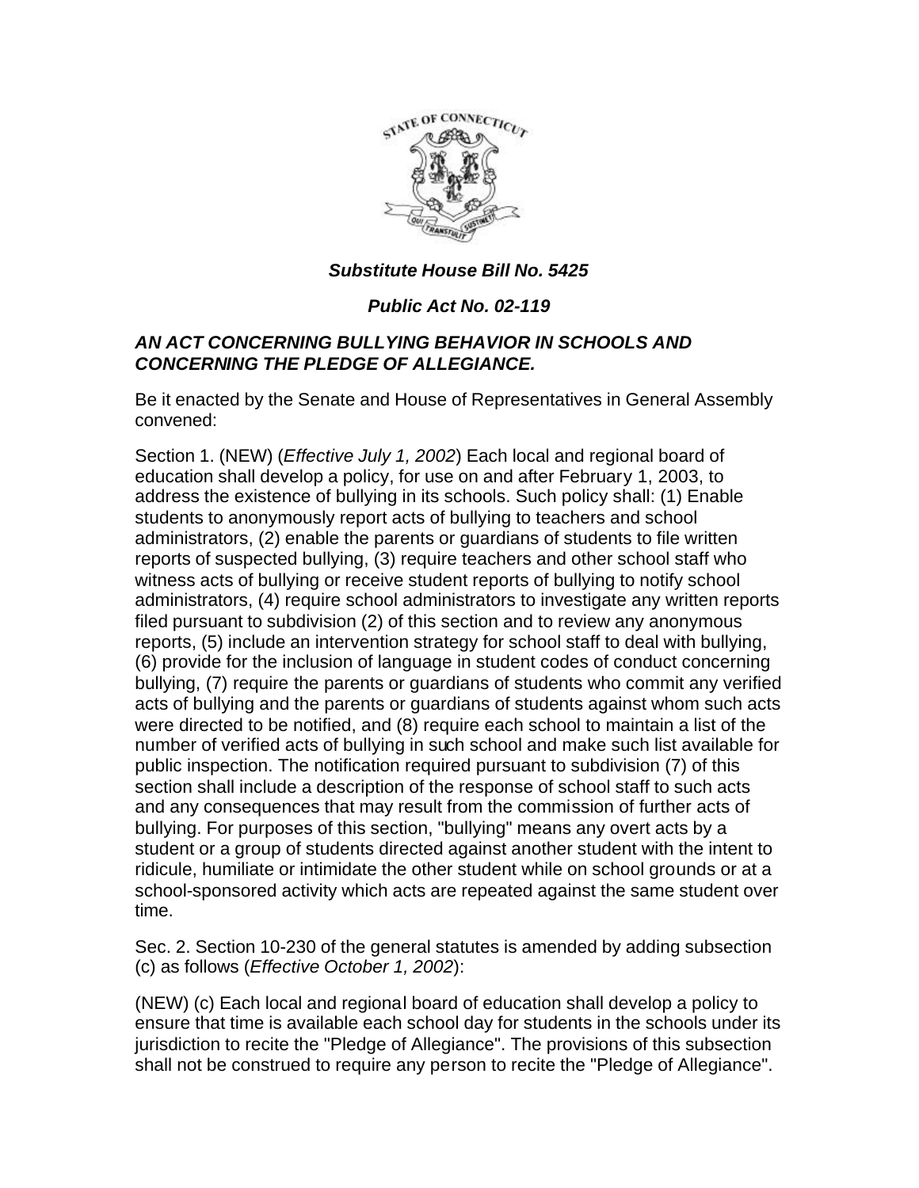***Substitute House Bill No. 5425***

***Public Act No. 02-119***

***AN ACT CONCERNING BULLYING BEHAVIOR IN SCHOOLS AND CONCERNING THE PLEDGE OF ALLEGIANCE.***

Be it enacted by the Senate and House of Representatives in General Assembly convened:

Section 1. (NEW) (*Effective July 1, 2002*) Each local and regional board of education shall develop a policy, for use on and after February 1, 2003, to address the existence of bullying in its schools. Such policy shall: (1) Enable students to anonymously report acts of bullying to teachers and school administrators, (2) enable the parents or guardians of students to file written reports of suspected bullying, (3) require teachers and other school staff who witness acts of bullying or receive student reports of bullying to notify school administrators, (4) require school administrators to investigate any written reports filed pursuant to subdivision (2) of this section and to review any anonymous reports, (5) include an intervention strategy for school staff to deal with bullying, (6) provide for the inclusion of language in student codes of conduct concerning bullying, (7) require the parents or guardians of students who commit any verified acts of bullying and the parents or guardians of students against whom such acts were directed to be notified, and (8) require each school to maintain a list of the number of verified acts of bullying in such school and make such list available for public inspection. The notification required pursuant to subdivision (7) of this section shall include a description of the response of school staff to such acts and any consequences that may result from the commission of further acts of bullying. For purposes of this section, "bullying" means any overt acts by a student or a group of students directed against another student with the intent to ridicule, humiliate or intimidate the other student while on school grounds or at a school-sponsored activity which acts are repeated against the same student over time.

Sec. 2. Section 10-230 of the general statutes is amended by adding subsection (c) as follows (*Effective October 1, 2002*):

(NEW) (c) Each local and regional board of education shall develop a policy to ensure that time is available each school day for students in the schools under its jurisdiction to recite the "Pledge of Allegiance". The provisions of this subsection shall not be construed to require any person to recite the "Pledge of Allegiance".